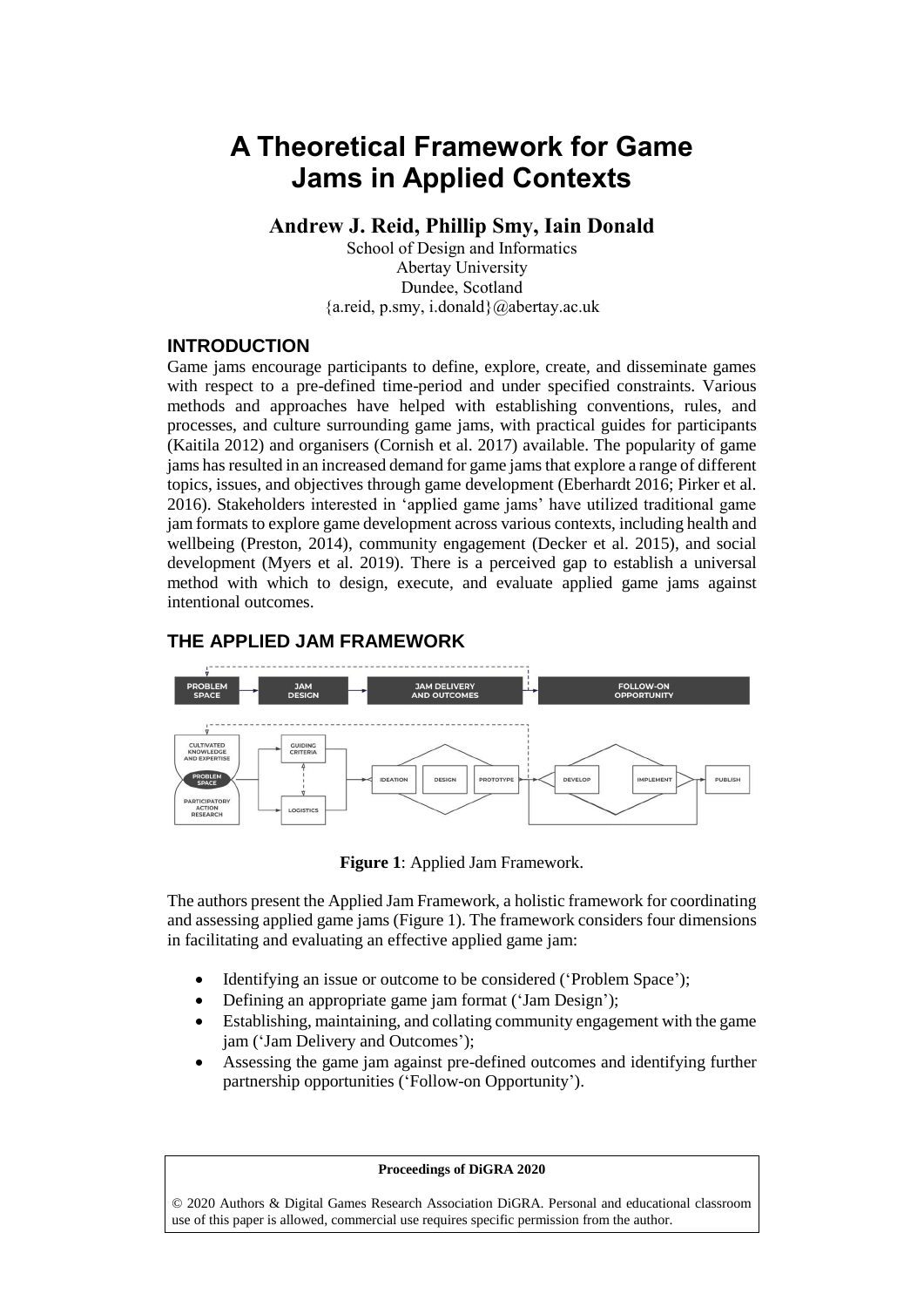# A Theoretical Framework for Game Jams in Applied Contexts

**Andrew J. Reid, Phillip Smy, Iain Donald**

School of Design and Informatics
Abertay University
Dundee, Scotland
{a.reid, p.smy, i.donald}@abertay.ac.uk

## INTRODUCTION

Game jams encourage participants to define, explore, create, and disseminate games with respect to a pre-defined time-period and under specified constraints. Various methods and approaches have helped with establishing conventions, rules, and processes, and culture surrounding game jams, with practical guides for participants (Kaitila 2012) and organisers (Cornish et al. 2017) available. The popularity of game jams has resulted in an increased demand for game jams that explore a range of different topics, issues, and objectives through game development (Eberhardt 2016; Pirker et al. 2016). Stakeholders interested in 'applied game jams' have utilized traditional game jam formats to explore game development across various contexts, including health and wellbeing (Preston, 2014), community engagement (Decker et al. 2015), and social development (Myers et al. 2019). There is a perceived gap to establish a universal method with which to design, execute, and evaluate applied game jams against intentional outcomes.

## THE APPLIED JAM FRAMEWORK

**Figure 1**: Applied Jam Framework.

The authors present the Applied Jam Framework, a holistic framework for coordinating and assessing applied game jams (Figure 1). The framework considers four dimensions in facilitating and evaluating an effective applied game jam:

- Identifying an issue or outcome to be considered ('Problem Space');
- Defining an appropriate game jam format ('Jam Design');
- Establishing, maintaining, and collating community engagement with the game jam ('Jam Delivery and Outcomes');
- Assessing the game jam against pre-defined outcomes and identifying further partnership opportunities ('Follow-on Opportunity').

**Proceedings of DiGRA 2020**

© 2020 Authors & Digital Games Research Association DiGRA. Personal and educational classroom use of this paper is allowed, commercial use requires specific permission from the author.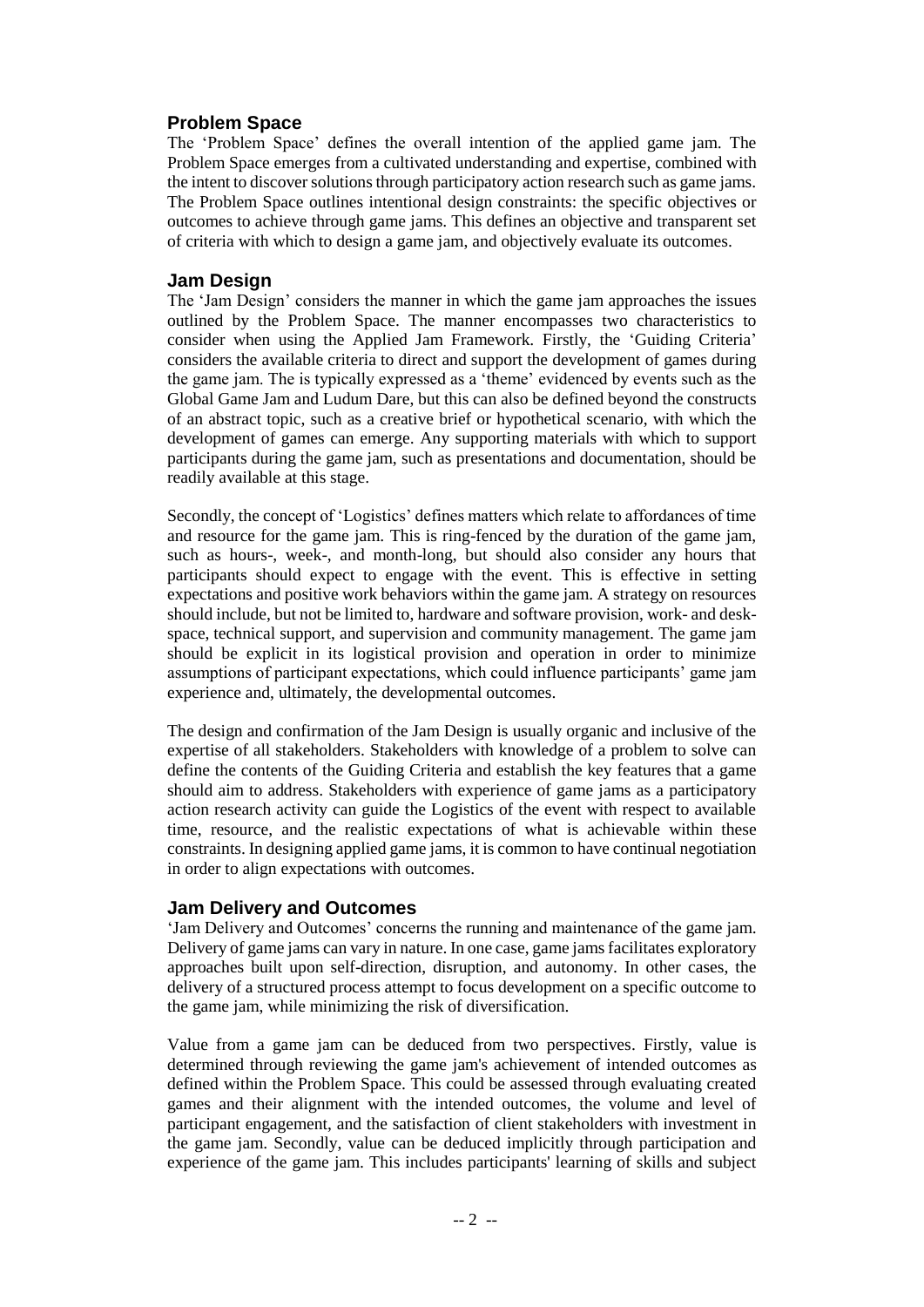## Problem Space

The 'Problem Space' defines the overall intention of the applied game jam. The Problem Space emerges from a cultivated understanding and expertise, combined with the intent to discover solutions through participatory action research such as game jams. The Problem Space outlines intentional design constraints: the specific objectives or outcomes to achieve through game jams. This defines an objective and transparent set of criteria with which to design a game jam, and objectively evaluate its outcomes.

## Jam Design

The 'Jam Design' considers the manner in which the game jam approaches the issues outlined by the Problem Space. The manner encompasses two characteristics to consider when using the Applied Jam Framework. Firstly, the 'Guiding Criteria' considers the available criteria to direct and support the development of games during the game jam. The is typically expressed as a 'theme' evidenced by events such as the Global Game Jam and Ludum Dare, but this can also be defined beyond the constructs of an abstract topic, such as a creative brief or hypothetical scenario, with which the development of games can emerge. Any supporting materials with which to support participants during the game jam, such as presentations and documentation, should be readily available at this stage.

Secondly, the concept of 'Logistics' defines matters which relate to affordances of time and resource for the game jam. This is ring-fenced by the duration of the game jam, such as hours-, week-, and month-long, but should also consider any hours that participants should expect to engage with the event. This is effective in setting expectations and positive work behaviors within the game jam. A strategy on resources should include, but not be limited to, hardware and software provision, work- and desk-space, technical support, and supervision and community management. The game jam should be explicit in its logistical provision and operation in order to minimize assumptions of participant expectations, which could influence participants' game jam experience and, ultimately, the developmental outcomes.

The design and confirmation of the Jam Design is usually organic and inclusive of the expertise of all stakeholders. Stakeholders with knowledge of a problem to solve can define the contents of the Guiding Criteria and establish the key features that a game should aim to address. Stakeholders with experience of game jams as a participatory action research activity can guide the Logistics of the event with respect to available time, resource, and the realistic expectations of what is achievable within these constraints. In designing applied game jams, it is common to have continual negotiation in order to align expectations with outcomes.

## Jam Delivery and Outcomes

'Jam Delivery and Outcomes' concerns the running and maintenance of the game jam. Delivery of game jams can vary in nature. In one case, game jams facilitates exploratory approaches built upon self-direction, disruption, and autonomy. In other cases, the delivery of a structured process attempt to focus development on a specific outcome to the game jam, while minimizing the risk of diversification.

Value from a game jam can be deduced from two perspectives. Firstly, value is determined through reviewing the game jam's achievement of intended outcomes as defined within the Problem Space. This could be assessed through evaluating created games and their alignment with the intended outcomes, the volume and level of participant engagement, and the satisfaction of client stakeholders with investment in the game jam. Secondly, value can be deduced implicitly through participation and experience of the game jam. This includes participants' learning of skills and subject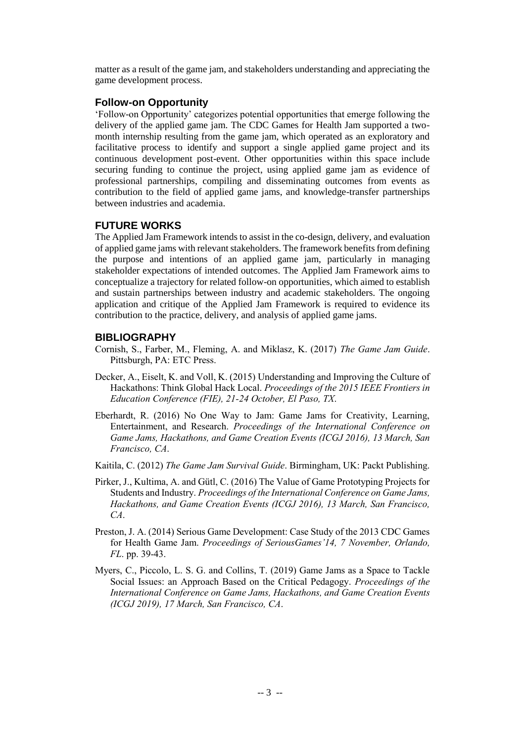matter as a result of the game jam, and stakeholders understanding and appreciating the game development process.

### Follow-on Opportunity

'Follow-on Opportunity' categorizes potential opportunities that emerge following the delivery of the applied game jam. The CDC Games for Health Jam supported a two-month internship resulting from the game jam, which operated as an exploratory and facilitative process to identify and support a single applied game project and its continuous development post-event. Other opportunities within this space include securing funding to continue the project, using applied game jam as evidence of professional partnerships, compiling and disseminating outcomes from events as contribution to the field of applied game jams, and knowledge-transfer partnerships between industries and academia.

## FUTURE WORKS

The Applied Jam Framework intends to assist in the co-design, delivery, and evaluation of applied game jams with relevant stakeholders. The framework benefits from defining the purpose and intentions of an applied game jam, particularly in managing stakeholder expectations of intended outcomes. The Applied Jam Framework aims to conceptualize a trajectory for related follow-on opportunities, which aimed to establish and sustain partnerships between industry and academic stakeholders. The ongoing application and critique of the Applied Jam Framework is required to evidence its contribution to the practice, delivery, and analysis of applied game jams.

## BIBLIOGRAPHY

Cornish, S., Farber, M., Fleming, A. and Miklasz, K. (2017) *The Game Jam Guide*. Pittsburgh, PA: ETC Press.

Decker, A., Eiselt, K. and Voll, K. (2015) Understanding and Improving the Culture of Hackathons: Think Global Hack Local. *Proceedings of the 2015 IEEE Frontiers in Education Conference (FIE), 21-24 October, El Paso, TX.*

Eberhardt, R. (2016) No One Way to Jam: Game Jams for Creativity, Learning, Entertainment, and Research. *Proceedings of the International Conference on Game Jams, Hackathons, and Game Creation Events (ICGJ 2016), 13 March, San Francisco, CA*.

Kaitila, C. (2012) *The Game Jam Survival Guide*. Birmingham, UK: Packt Publishing.

Pirker, J., Kultima, A. and Gütl, C. (2016) The Value of Game Prototyping Projects for Students and Industry. *Proceedings of the International Conference on Game Jams, Hackathons, and Game Creation Events (ICGJ 2016), 13 March, San Francisco, CA*.

Preston, J. A. (2014) Serious Game Development: Case Study of the 2013 CDC Games for Health Game Jam. *Proceedings of SeriousGames'14, 7 November, Orlando, FL*. pp. 39-43.

Myers, C., Piccolo, L. S. G. and Collins, T. (2019) Game Jams as a Space to Tackle Social Issues: an Approach Based on the Critical Pedagogy. *Proceedings of the International Conference on Game Jams, Hackathons, and Game Creation Events (ICGJ 2019), 17 March, San Francisco, CA*.